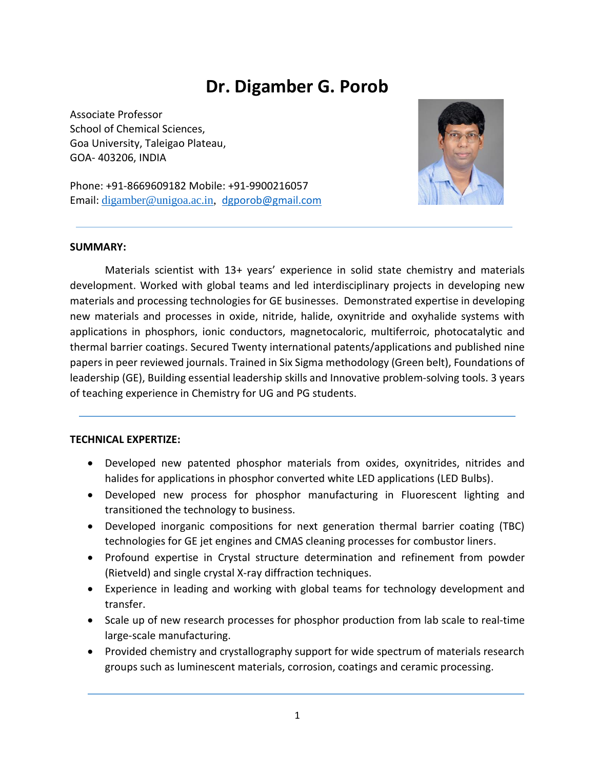# Dr. Digamber G. Porob

Associate Professor
School of Chemical Sciences,
Goa University, Taleigao Plateau,
GOA- 403206, INDIA

Phone: +91-8669609182 Mobile: +91-9900216057
Email: digamber@unigoa.ac.in, dgporob@gmail.com

---

**SUMMARY:**

Materials scientist with 13+ years' experience in solid state chemistry and materials development. Worked with global teams and led interdisciplinary projects in developing new materials and processing technologies for GE businesses. Demonstrated expertise in developing new materials and processes in oxide, nitride, halide, oxynitride and oxyhalide systems with applications in phosphors, ionic conductors, magnetocaloric, multiferroic, photocatalytic and thermal barrier coatings. Secured Twenty international patents/applications and published nine papers in peer reviewed journals. Trained in Six Sigma methodology (Green belt), Foundations of leadership (GE), Building essential leadership skills and Innovative problem-solving tools. 3 years of teaching experience in Chemistry for UG and PG students.

---

**TECHNICAL EXPERTIZE:**

- Developed new patented phosphor materials from oxides, oxynitrides, nitrides and halides for applications in phosphor converted white LED applications (LED Bulbs).
- Developed new process for phosphor manufacturing in Fluorescent lighting and transitioned the technology to business.
- Developed inorganic compositions for next generation thermal barrier coating (TBC) technologies for GE jet engines and CMAS cleaning processes for combustor liners.
- Profound expertise in Crystal structure determination and refinement from powder (Rietveld) and single crystal X-ray diffraction techniques.
- Experience in leading and working with global teams for technology development and transfer.
- Scale up of new research processes for phosphor production from lab scale to real-time large-scale manufacturing.
- Provided chemistry and crystallography support for wide spectrum of materials research groups such as luminescent materials, corrosion, coatings and ceramic processing.

---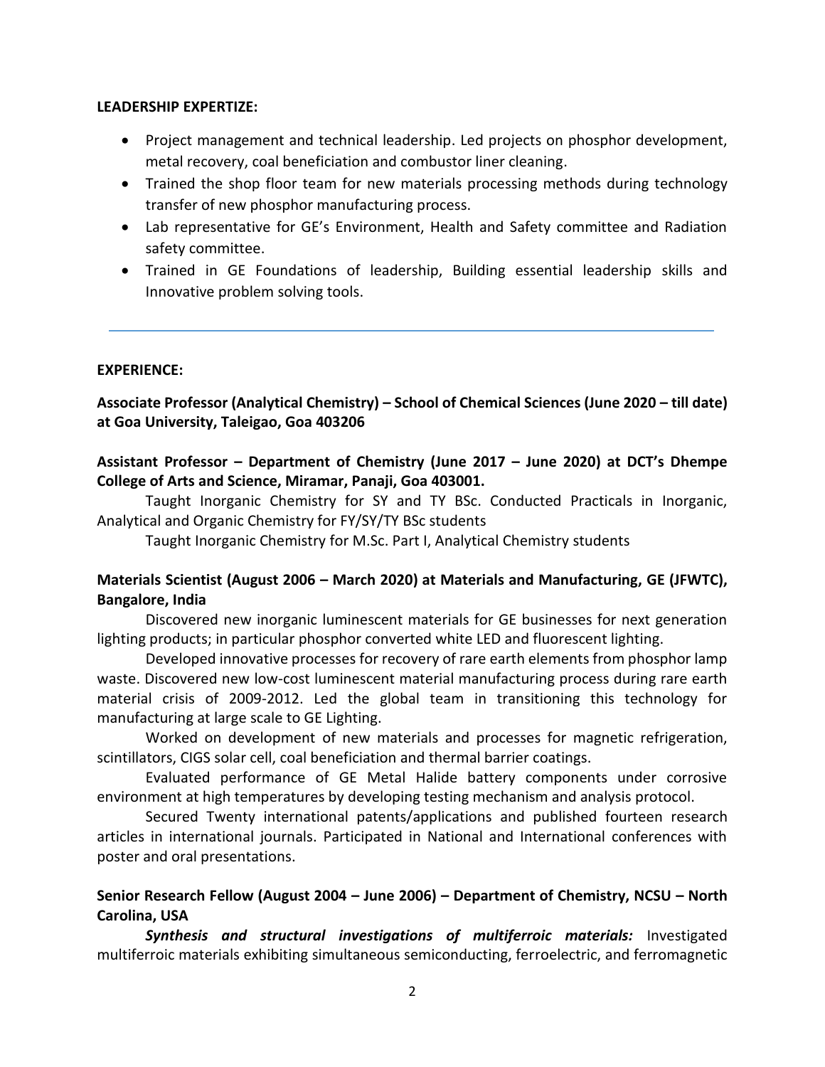**LEADERSHIP EXPERTIZE:**

- Project management and technical leadership. Led projects on phosphor development, metal recovery, coal beneficiation and combustor liner cleaning.
- Trained the shop floor team for new materials processing methods during technology transfer of new phosphor manufacturing process.
- Lab representative for GE's Environment, Health and Safety committee and Radiation safety committee.
- Trained in GE Foundations of leadership, Building essential leadership skills and Innovative problem solving tools.

---

**EXPERIENCE:**

**Associate Professor (Analytical Chemistry) – School of Chemical Sciences (June 2020 – till date) at Goa University, Taleigao, Goa 403206**

**Assistant Professor – Department of Chemistry (June 2017 – June 2020) at DCT's Dhempe College of Arts and Science, Miramar, Panaji, Goa 403001.**

Taught Inorganic Chemistry for SY and TY BSc. Conducted Practicals in Inorganic, Analytical and Organic Chemistry for FY/SY/TY BSc students

Taught Inorganic Chemistry for M.Sc. Part I, Analytical Chemistry students

**Materials Scientist (August 2006 – March 2020) at Materials and Manufacturing, GE (JFWTC), Bangalore, India**

Discovered new inorganic luminescent materials for GE businesses for next generation lighting products; in particular phosphor converted white LED and fluorescent lighting.

Developed innovative processes for recovery of rare earth elements from phosphor lamp waste. Discovered new low-cost luminescent material manufacturing process during rare earth material crisis of 2009-2012. Led the global team in transitioning this technology for manufacturing at large scale to GE Lighting.

Worked on development of new materials and processes for magnetic refrigeration, scintillators, CIGS solar cell, coal beneficiation and thermal barrier coatings.

Evaluated performance of GE Metal Halide battery components under corrosive environment at high temperatures by developing testing mechanism and analysis protocol.

Secured Twenty international patents/applications and published fourteen research articles in international journals. Participated in National and International conferences with poster and oral presentations.

**Senior Research Fellow (August 2004 – June 2006) – Department of Chemistry, NCSU – North Carolina, USA**

***Synthesis and structural investigations of multiferroic materials:*** Investigated multiferroic materials exhibiting simultaneous semiconducting, ferroelectric, and ferromagnetic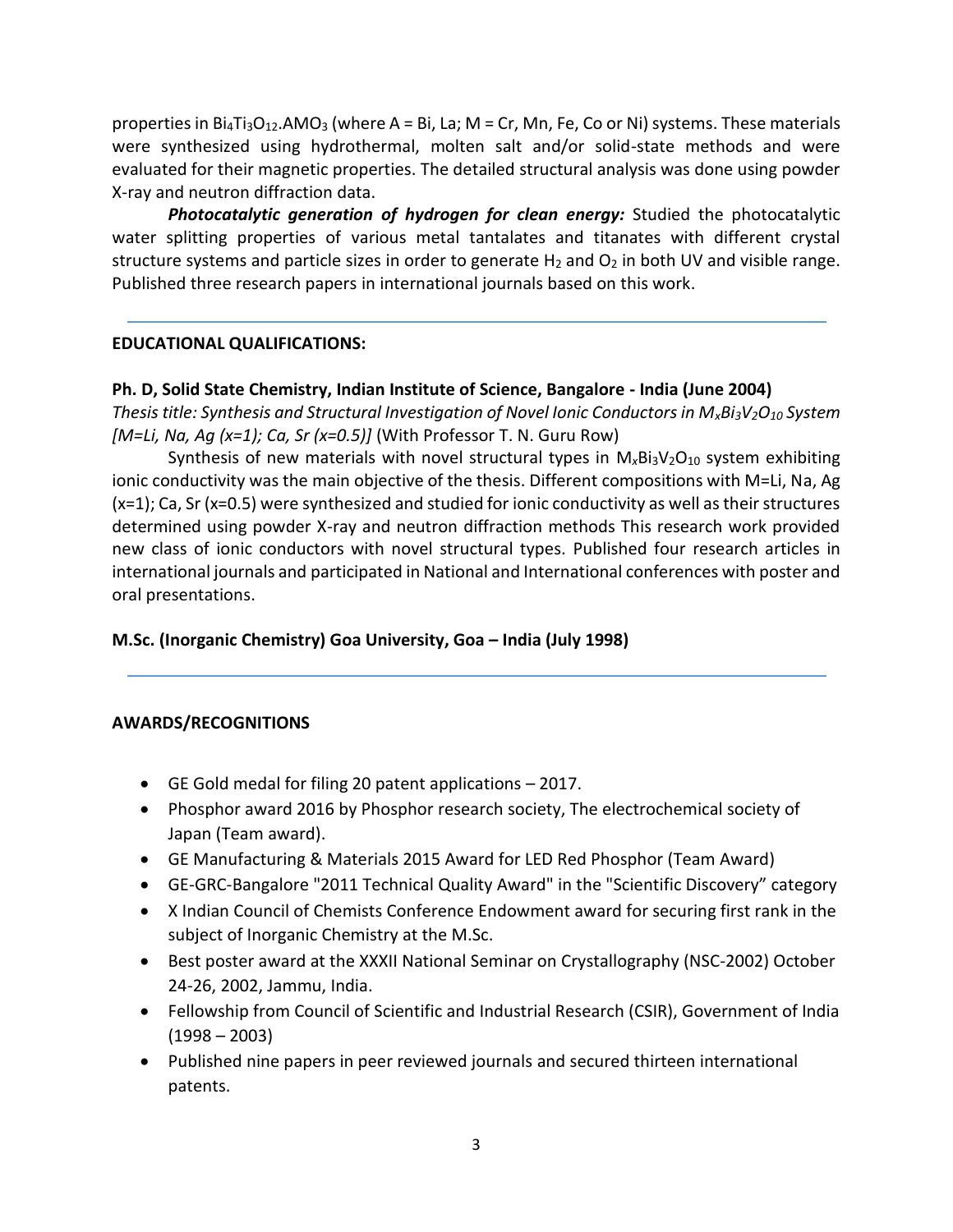properties in $Bi_4Ti_3O_{12}.AMO_3$ (where A = Bi, La; M = Cr, Mn, Fe, Co or Ni) systems. These materials were synthesized using hydrothermal, molten salt and/or solid-state methods and were evaluated for their magnetic properties. The detailed structural analysis was done using powder X-ray and neutron diffraction data.

***Photocatalytic generation of hydrogen for clean energy:*** Studied the photocatalytic water splitting properties of various metal tantalates and titanates with different crystal structure systems and particle sizes in order to generate $H_2$ and $O_2$ in both UV and visible range. Published three research papers in international journals based on this work.

---

**EDUCATIONAL QUALIFICATIONS:**

**Ph. D, Solid State Chemistry, Indian Institute of Science, Bangalore - India (June 2004)**
*Thesis title: Synthesis and Structural Investigation of Novel Ionic Conductors in $M_xBi_3V_2O_{10}$ System [M=Li, Na, Ag (x=1); Ca, Sr (x=0.5)]* (With Professor T. N. Guru Row)

Synthesis of new materials with novel structural types in $M_xBi_3V_2O_{10}$ system exhibiting ionic conductivity was the main objective of the thesis. Different compositions with M=Li, Na, Ag (x=1); Ca, Sr (x=0.5) were synthesized and studied for ionic conductivity as well as their structures determined using powder X-ray and neutron diffraction methods This research work provided new class of ionic conductors with novel structural types. Published four research articles in international journals and participated in National and International conferences with poster and oral presentations.

**M.Sc. (Inorganic Chemistry) Goa University, Goa – India (July 1998)**

---

**AWARDS/RECOGNITIONS**

- GE Gold medal for filing 20 patent applications – 2017.
- Phosphor award 2016 by Phosphor research society, The electrochemical society of Japan (Team award).
- GE Manufacturing & Materials 2015 Award for LED Red Phosphor (Team Award)
- GE-GRC-Bangalore "2011 Technical Quality Award" in the "Scientific Discovery" category
- X Indian Council of Chemists Conference Endowment award for securing first rank in the subject of Inorganic Chemistry at the M.Sc.
- Best poster award at the XXXII National Seminar on Crystallography (NSC-2002) October 24-26, 2002, Jammu, India.
- Fellowship from Council of Scientific and Industrial Research (CSIR), Government of India (1998 – 2003)
- Published nine papers in peer reviewed journals and secured thirteen international patents.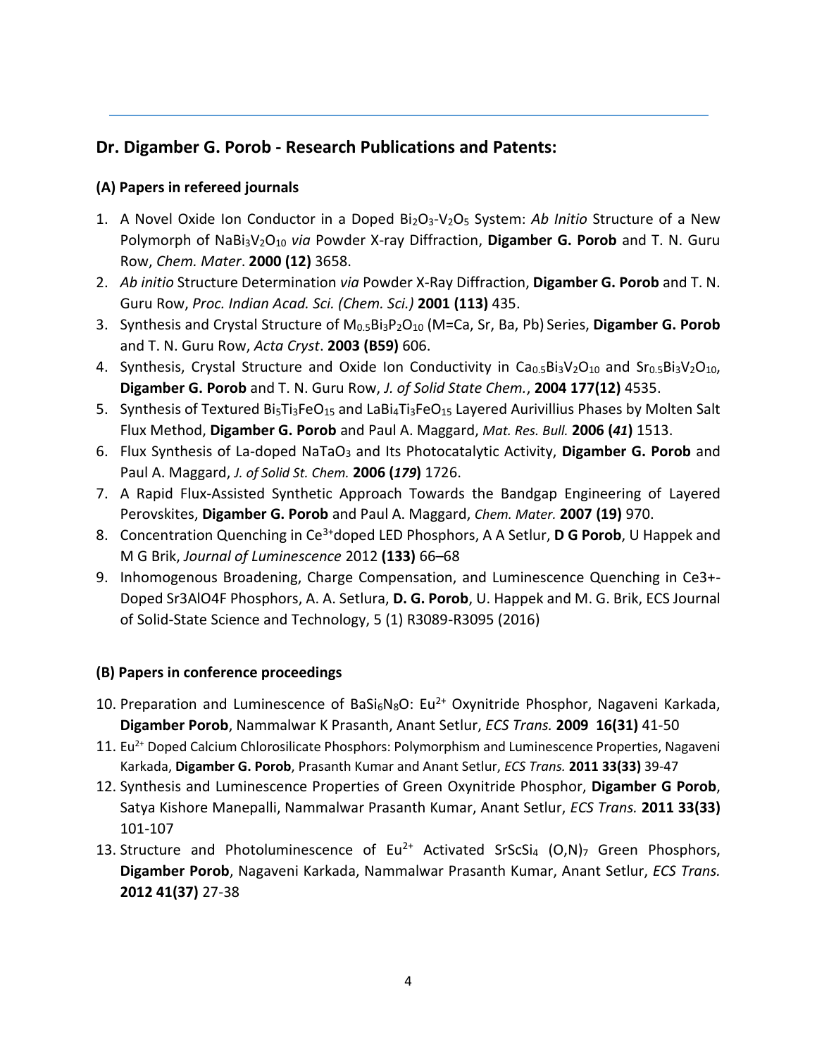## Dr. Digamber G. Porob - Research Publications and Patents:

### (A) Papers in refereed journals

1. A Novel Oxide Ion Conductor in a Doped $Bi_2O_3$-$V_2O_5$ System: *Ab Initio* Structure of a New Polymorph of $NaBi_3V_2O_{10}$ *via* Powder X-ray Diffraction, **Digamber G. Porob** and T. N. Guru Row, *Chem. Mater*. **2000 (12)** 3658.
2. *Ab initio* Structure Determination *via* Powder X-Ray Diffraction, **Digamber G. Porob** and T. N. Guru Row, *Proc. Indian Acad. Sci. (Chem. Sci.)* **2001 (113)** 435.
3. Synthesis and Crystal Structure of $M_{0.5}Bi_3P_2O_{10}$ (M=Ca, Sr, Ba, Pb) Series, **Digamber G. Porob** and T. N. Guru Row, *Acta Cryst*. **2003 (B59)** 606.
4. Synthesis, Crystal Structure and Oxide Ion Conductivity in $Ca_{0.5}Bi_3V_2O_{10}$ and $Sr_{0.5}Bi_3V_2O_{10}$, **Digamber G. Porob** and T. N. Guru Row, *J. of Solid State Chem.*, **2004 177(12)** 4535.
5. Synthesis of Textured $Bi_5Ti_3FeO_{15}$ and $LaBi_4Ti_3FeO_{15}$ Layered Aurivillius Phases by Molten Salt Flux Method, **Digamber G. Porob** and Paul A. Maggard, *Mat. Res. Bull.* **2006 (*41*)** 1513.
6. Flux Synthesis of La-doped $NaTaO_3$ and Its Photocatalytic Activity, **Digamber G. Porob** and Paul A. Maggard, *J. of Solid St. Chem.* **2006 (*179*)** 1726.
7. A Rapid Flux-Assisted Synthetic Approach Towards the Bandgap Engineering of Layered Perovskites, **Digamber G. Porob** and Paul A. Maggard, *Chem. Mater.* **2007 (19)** 970.
8. Concentration Quenching in $Ce^{3+}$doped LED Phosphors, A A Setlur, **D G Porob**, U Happek and M G Brik, *Journal of Luminescence* 2012 **(133)** 66–68
9. Inhomogenous Broadening, Charge Compensation, and Luminescence Quenching in Ce3+-Doped Sr3AlO4F Phosphors, A. A. Setlura, **D. G. Porob**, U. Happek and M. G. Brik, ECS Journal of Solid-State Science and Technology, 5 (1) R3089-R3095 (2016)

### (B) Papers in conference proceedings

10. Preparation and Luminescence of $BaSi_6N_8O$: $Eu^{2+}$ Oxynitride Phosphor, Nagaveni Karkada, **Digamber Porob**, Nammalwar K Prasanth, Anant Setlur, *ECS Trans.* **2009 16(31)** 41-50
11. $Eu^{2+}$ Doped Calcium Chlorosilicate Phosphors: Polymorphism and Luminescence Properties, Nagaveni Karkada, **Digamber G. Porob**, Prasanth Kumar and Anant Setlur, *ECS Trans.* **2011 33(33)** 39-47
12. Synthesis and Luminescence Properties of Green Oxynitride Phosphor, **Digamber G Porob**, Satya Kishore Manepalli, Nammalwar Prasanth Kumar, Anant Setlur, *ECS Trans.* **2011 33(33)** 101-107
13. Structure and Photoluminescence of $Eu^{2+}$ Activated $SrScSi_4$ $(O,N)_7$ Green Phosphors, **Digamber Porob**, Nagaveni Karkada, Nammalwar Prasanth Kumar, Anant Setlur, *ECS Trans.* **2012 41(37)** 27-38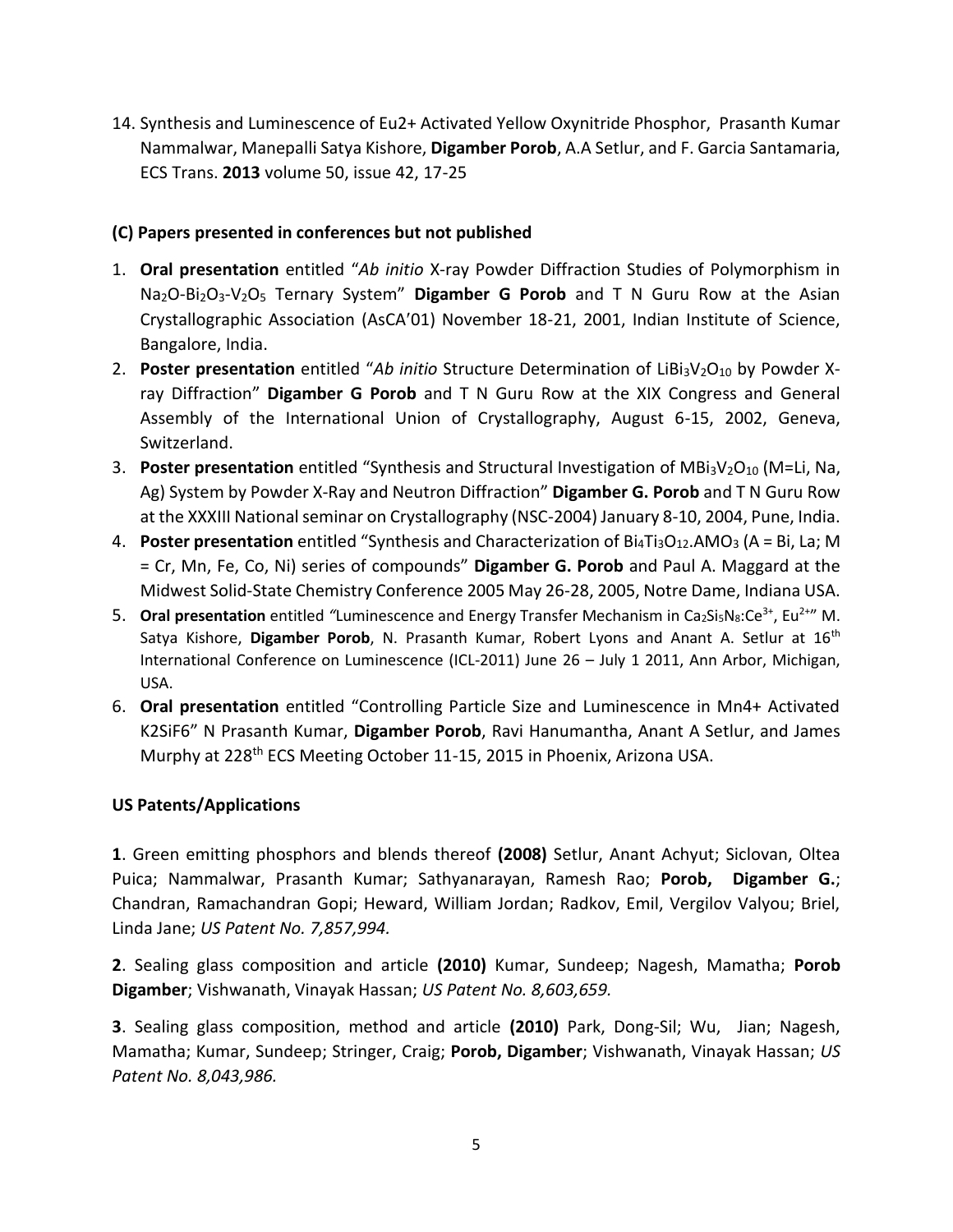14. Synthesis and Luminescence of Eu2+ Activated Yellow Oxynitride Phosphor, Prasanth Kumar Nammalwar, Manepalli Satya Kishore, **Digamber Porob**, A.A Setlur, and F. Garcia Santamaria, ECS Trans. **2013** volume 50, issue 42, 17-25

**(C) Papers presented in conferences but not published**

1. **Oral presentation** entitled "*Ab initio* X-ray Powder Diffraction Studies of Polymorphism in $Na_2O$-$Bi_2O_3$-$V_2O_5$ Ternary System" **Digamber G Porob** and T N Guru Row at the Asian Crystallographic Association (AsCA'01) November 18-21, 2001, Indian Institute of Science, Bangalore, India.
2. **Poster presentation** entitled "*Ab initio* Structure Determination of $LiBi_3V_2O_{10}$ by Powder X-ray Diffraction" **Digamber G Porob** and T N Guru Row at the XIX Congress and General Assembly of the International Union of Crystallography, August 6-15, 2002, Geneva, Switzerland.
3. **Poster presentation** entitled "Synthesis and Structural Investigation of $MBi_3V_2O_{10}$ (M=Li, Na, Ag) System by Powder X-Ray and Neutron Diffraction" **Digamber G. Porob** and T N Guru Row at the XXXIII National seminar on Crystallography (NSC-2004) January 8-10, 2004, Pune, India.
4. **Poster presentation** entitled "Synthesis and Characterization of $Bi_4Ti_3O_{12}$.$AMO_3$ (A = Bi, La; M = Cr, Mn, Fe, Co, Ni) series of compounds" **Digamber G. Porob** and Paul A. Maggard at the Midwest Solid-State Chemistry Conference 2005 May 26-28, 2005, Notre Dame, Indiana USA.
5. **Oral presentation** entitled "Luminescence and Energy Transfer Mechanism in $Ca_2Si_5N_8$:$Ce^{3+}$, $Eu^{2+}$" M. Satya Kishore, **Digamber Porob**, N. Prasanth Kumar, Robert Lyons and Anant A. Setlur at 16th International Conference on Luminescence (ICL-2011) June 26 – July 1 2011, Ann Arbor, Michigan, USA.
6. **Oral presentation** entitled "Controlling Particle Size and Luminescence in Mn4+ Activated K2SiF6" N Prasanth Kumar, **Digamber Porob**, Ravi Hanumantha, Anant A Setlur, and James Murphy at 228th ECS Meeting October 11-15, 2015 in Phoenix, Arizona USA.

**US Patents/Applications**

**1**. Green emitting phosphors and blends thereof **(2008)** Setlur, Anant Achyut; Siclovan, Oltea Puica; Nammalwar, Prasanth Kumar; Sathyanarayan, Ramesh Rao; **Porob, Digamber G.**; Chandran, Ramachandran Gopi; Heward, William Jordan; Radkov, Emil, Vergilov Valyou; Briel, Linda Jane; *US Patent No. 7,857,994.*

**2**. Sealing glass composition and article **(2010)** Kumar, Sundeep; Nagesh, Mamatha; **Porob Digamber**; Vishwanath, Vinayak Hassan; *US Patent No. 8,603,659.*

**3**. Sealing glass composition, method and article **(2010)** Park, Dong-Sil; Wu, Jian; Nagesh, Mamatha; Kumar, Sundeep; Stringer, Craig; **Porob, Digamber**; Vishwanath, Vinayak Hassan; *US Patent No. 8,043,986.*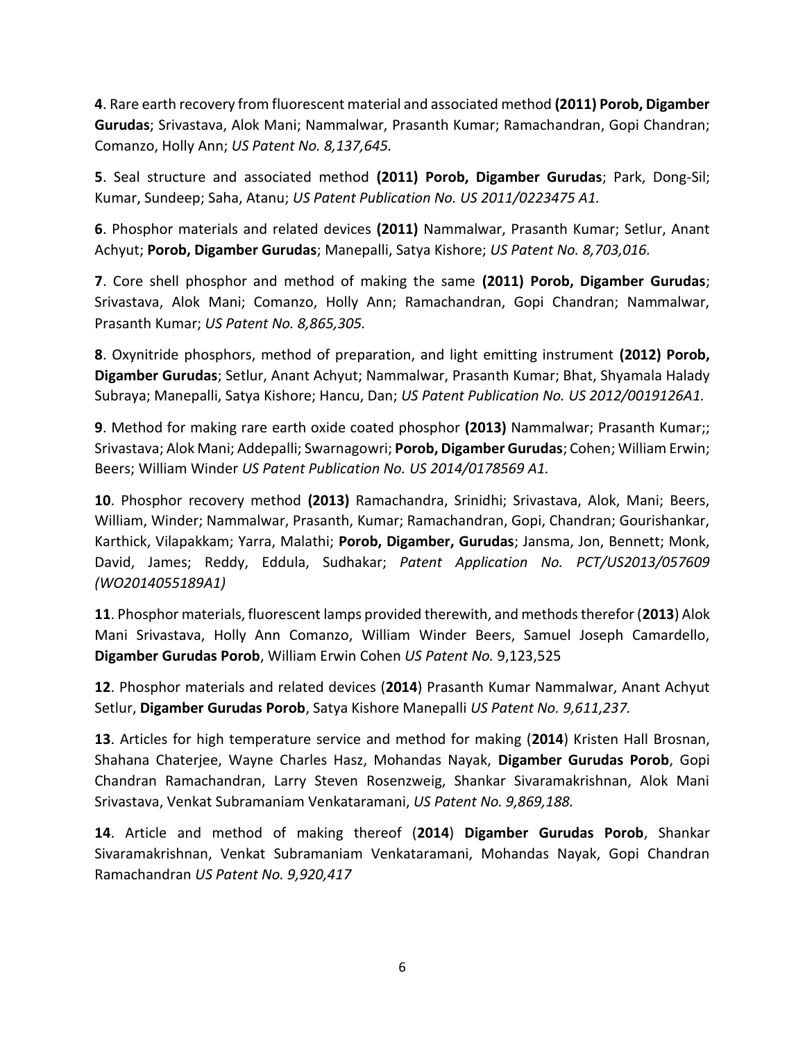**4**. Rare earth recovery from fluorescent material and associated method **(2011) Porob, Digamber Gurudas**; Srivastava, Alok Mani; Nammalwar, Prasanth Kumar; Ramachandran, Gopi Chandran; Comanzo, Holly Ann; *US Patent No. 8,137,645.*

**5**. Seal structure and associated method **(2011) Porob, Digamber Gurudas**; Park, Dong-Sil; Kumar, Sundeep; Saha, Atanu; *US Patent Publication No. US 2011/0223475 A1.*

**6**. Phosphor materials and related devices **(2011)** Nammalwar, Prasanth Kumar; Setlur, Anant Achyut; **Porob, Digamber Gurudas**; Manepalli, Satya Kishore; *US Patent No. 8,703,016.*

**7**. Core shell phosphor and method of making the same **(2011) Porob, Digamber Gurudas**; Srivastava, Alok Mani; Comanzo, Holly Ann; Ramachandran, Gopi Chandran; Nammalwar, Prasanth Kumar; *US Patent No. 8,865,305.*

**8**. Oxynitride phosphors, method of preparation, and light emitting instrument **(2012) Porob, Digamber Gurudas**; Setlur, Anant Achyut; Nammalwar, Prasanth Kumar; Bhat, Shyamala Halady Subraya; Manepalli, Satya Kishore; Hancu, Dan; *US Patent Publication No. US 2012/0019126A1.*

**9**. Method for making rare earth oxide coated phosphor **(2013)** Nammalwar; Prasanth Kumar;; Srivastava; Alok Mani; Addepalli; Swarnagowri; **Porob, Digamber Gurudas**; Cohen; William Erwin; Beers; William Winder *US Patent Publication No. US 2014/0178569 A1.*

**10**. Phosphor recovery method **(2013)** Ramachandra, Srinidhi; Srivastava, Alok, Mani; Beers, William, Winder; Nammalwar, Prasanth, Kumar; Ramachandran, Gopi, Chandran; Gourishankar, Karthick, Vilapakkam; Yarra, Malathi; **Porob, Digamber, Gurudas**; Jansma, Jon, Bennett; Monk, David, James; Reddy, Eddula, Sudhakar; *Patent Application No. PCT/US2013/057609 (WO2014055189A1)*

**11**. Phosphor materials, fluorescent lamps provided therewith, and methods therefor (**2013**) Alok Mani Srivastava, Holly Ann Comanzo, William Winder Beers, Samuel Joseph Camardello, **Digamber Gurudas Porob**, William Erwin Cohen *US Patent No.* 9,123,525

**12**. Phosphor materials and related devices (**2014**) Prasanth Kumar Nammalwar, Anant Achyut Setlur, **Digamber Gurudas Porob**, Satya Kishore Manepalli *US Patent No. 9,611,237.*

**13**. Articles for high temperature service and method for making (**2014**) Kristen Hall Brosnan, Shahana Chaterjee, Wayne Charles Hasz, Mohandas Nayak, **Digamber Gurudas Porob**, Gopi Chandran Ramachandran, Larry Steven Rosenzweig, Shankar Sivaramakrishnan, Alok Mani Srivastava, Venkat Subramaniam Venkataramani, *US Patent No. 9,869,188.*

**14**. Article and method of making thereof (**2014**) **Digamber Gurudas Porob**, Shankar Sivaramakrishnan, Venkat Subramaniam Venkataramani, Mohandas Nayak, Gopi Chandran Ramachandran *US Patent No. 9,920,417*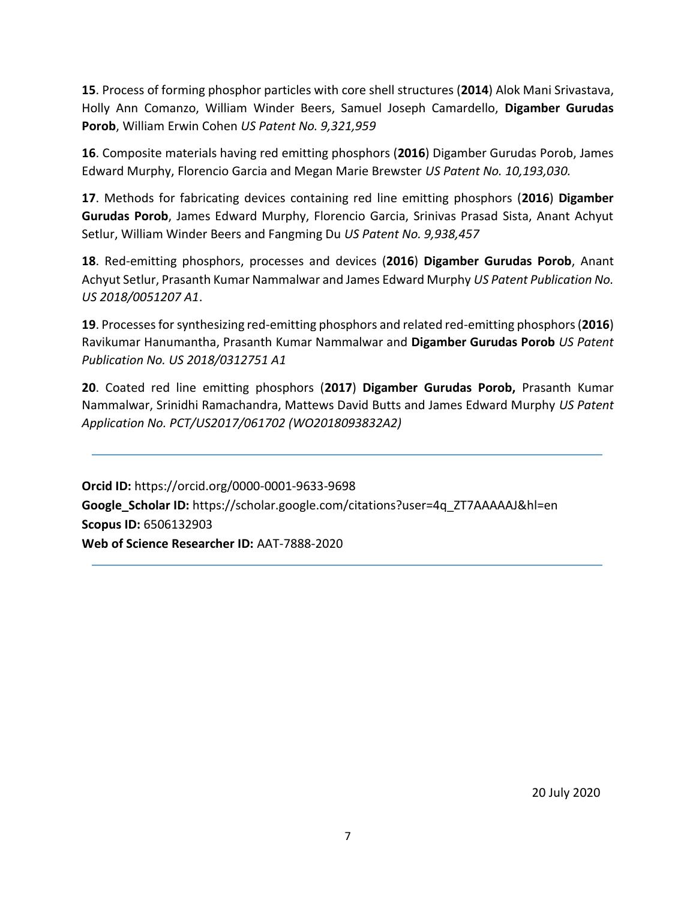**15**. Process of forming phosphor particles with core shell structures (**2014**) Alok Mani Srivastava, Holly Ann Comanzo, William Winder Beers, Samuel Joseph Camardello, **Digamber Gurudas Porob**, William Erwin Cohen *US Patent No. 9,321,959*

**16**. Composite materials having red emitting phosphors (**2016**) Digamber Gurudas Porob, James Edward Murphy, Florencio Garcia and Megan Marie Brewster *US Patent No. 10,193,030.*

**17**. Methods for fabricating devices containing red line emitting phosphors (**2016**) **Digamber Gurudas Porob**, James Edward Murphy, Florencio Garcia, Srinivas Prasad Sista, Anant Achyut Setlur, William Winder Beers and Fangming Du *US Patent No. 9,938,457*

**18**. Red-emitting phosphors, processes and devices (**2016**) **Digamber Gurudas Porob**, Anant Achyut Setlur, Prasanth Kumar Nammalwar and James Edward Murphy *US Patent Publication No. US 2018/0051207 A1*.

**19**. Processes for synthesizing red-emitting phosphors and related red-emitting phosphors (**2016**) Ravikumar Hanumantha, Prasanth Kumar Nammalwar and **Digamber Gurudas Porob** *US Patent Publication No. US 2018/0312751 A1*

**20**. Coated red line emitting phosphors (**2017**) **Digamber Gurudas Porob,** Prasanth Kumar Nammalwar, Srinidhi Ramachandra, Mattews David Butts and James Edward Murphy *US Patent Application No. PCT/US2017/061702 (WO2018093832A2)*

---

**Orcid ID:** https://orcid.org/0000-0001-9633-9698
**Google_Scholar ID:** https://scholar.google.com/citations?user=4q_ZT7AAAAAJ&hl=en
**Scopus ID:** 6506132903
**Web of Science Researcher ID:** AAT-7888-2020

---

20 July 2020